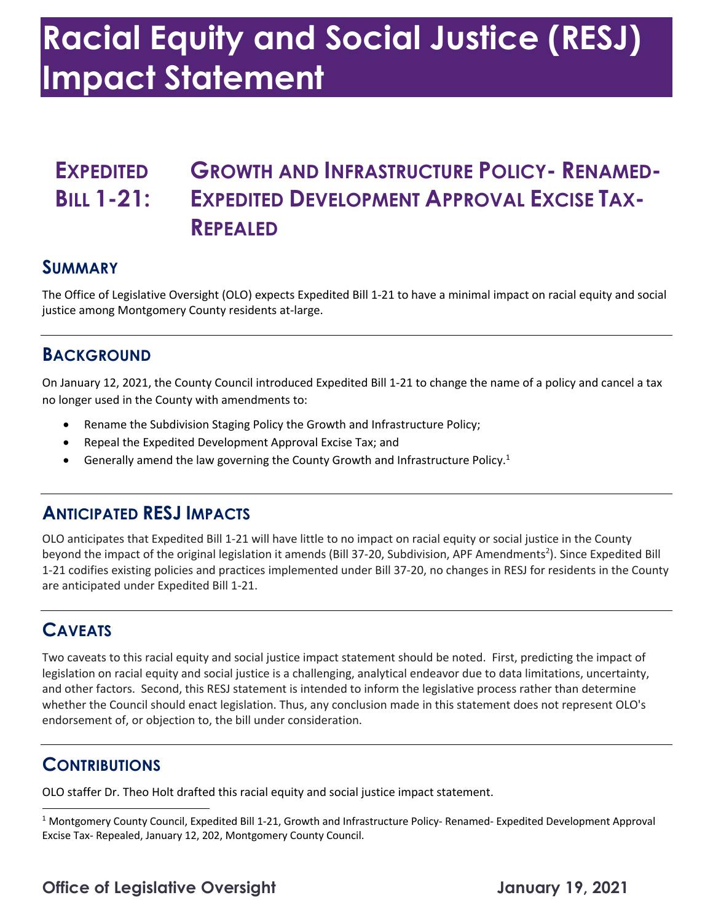# Racial Equity and Social Justice (RESJ) Impact Statement

## Expedited Bill 1-21: Growth and Infrastructure Policy- Renamed- Expedited Development Approval Excise Tax- Repealed

### Summary

The Office of Legislative Oversight (OLO) expects Expedited Bill 1-21 to have a minimal impact on racial equity and social justice among Montgomery County residents at-large.

### Background

On January 12, 2021, the County Council introduced Expedited Bill 1-21 to change the name of a policy and cancel a tax no longer used in the County with amendments to:

- Rename the Subdivision Staging Policy the Growth and Infrastructure Policy;
- Repeal the Expedited Development Approval Excise Tax; and
- Generally amend the law governing the County Growth and Infrastructure Policy.[1]

### Anticipated RESJ Impacts

OLO anticipates that Expedited Bill 1-21 will have little to no impact on racial equity or social justice in the County beyond the impact of the original legislation it amends (Bill 37-20, Subdivision, APF Amendments[2]). Since Expedited Bill 1-21 codifies existing policies and practices implemented under Bill 37-20, no changes in RESJ for residents in the County are anticipated under Expedited Bill 1-21.

### Caveats

Two caveats to this racial equity and social justice impact statement should be noted. First, predicting the impact of legislation on racial equity and social justice is a challenging, analytical endeavor due to data limitations, uncertainty, and other factors. Second, this RESJ statement is intended to inform the legislative process rather than determine whether the Council should enact legislation. Thus, any conclusion made in this statement does not represent OLO's endorsement of, or objection to, the bill under consideration.

### Contributions

OLO staffer Dr. Theo Holt drafted this racial equity and social justice impact statement.

[1] Montgomery County Council, Expedited Bill 1-21, Growth and Infrastructure Policy- Renamed- Expedited Development Approval Excise Tax- Repealed, January 12, 202, Montgomery County Council.

**Office of Legislative Oversight** — **January 19, 2021**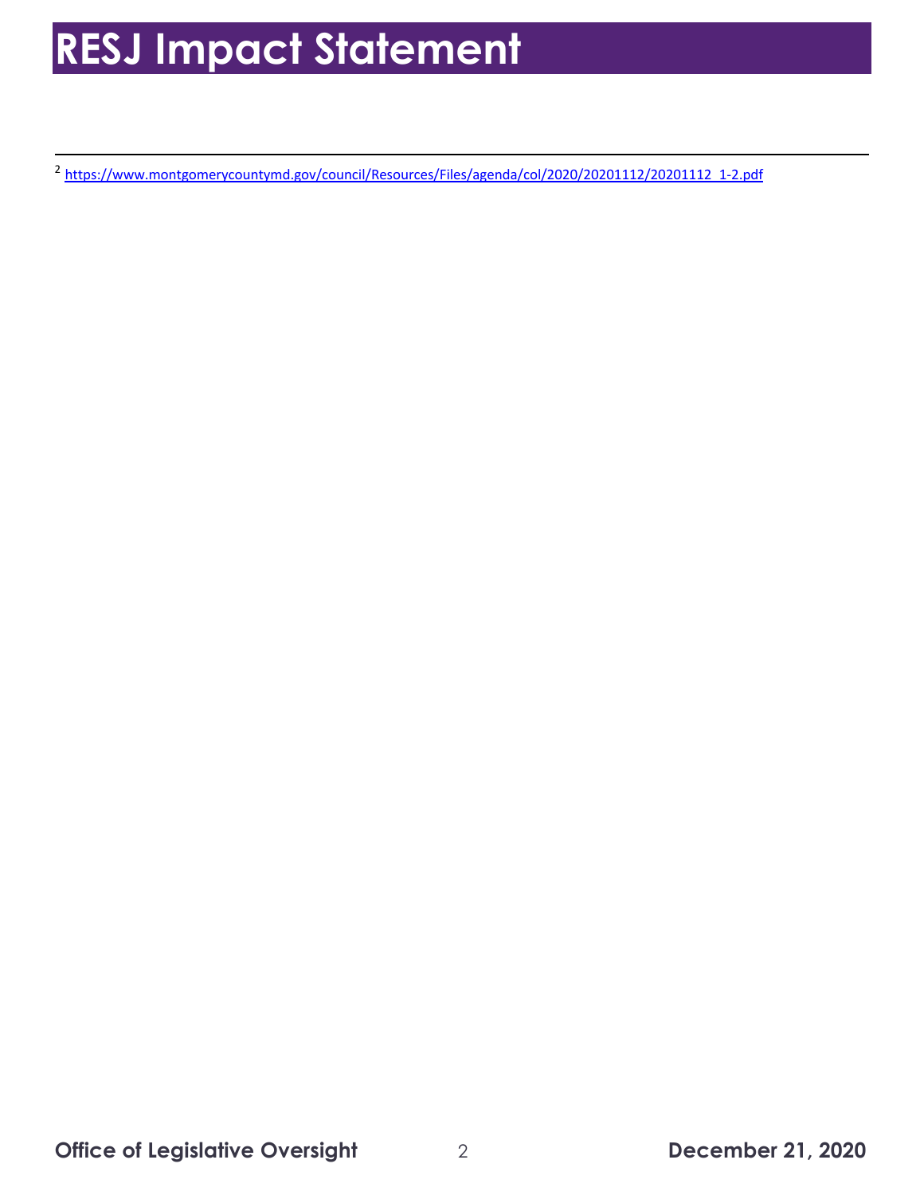[2] https://www.montgomerycountymd.gov/council/Resources/Files/agenda/col/2020/20201112/20201112_1-2.pdf